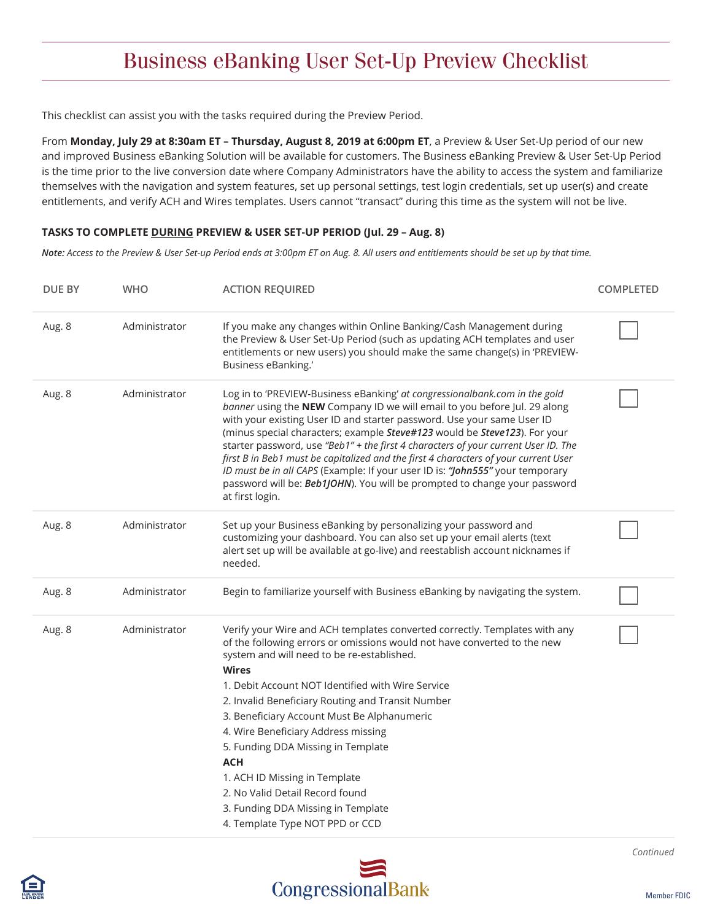# Business eBanking User Set-Up Preview Checklist

This checklist can assist you with the tasks required during the Preview Period.

From **Monday, July 29 at 8:30am ET – Thursday, August 8, 2019 at 6:00pm ET**, a Preview & User Set-Up period of our new and improved Business eBanking Solution will be available for customers. The Business eBanking Preview & User Set-Up Period is the time prior to the live conversion date where Company Administrators have the ability to access the system and familiarize themselves with the navigation and system features, set up personal settings, test login credentials, set up user(s) and create entitlements, and verify ACH and Wires templates. Users cannot "transact" during this time as the system will not be live.

**TASKS TO COMPLETE DURING PREVIEW & USER SET-UP PERIOD (Jul. 29 – Aug. 8)**

***Note:*** *Access to the Preview & User Set-up Period ends at 3:00pm ET on Aug. 8. All users and entitlements should be set up by that time.*

| DUE BY | WHO | ACTION REQUIRED | COMPLETED |
|---|---|---|---|
| Aug. 8 | Administrator | If you make any changes within Online Banking/Cash Management during the Preview & User Set-Up Period (such as updating ACH templates and user entitlements or new users) you should make the same change(s) in 'PREVIEW-Business eBanking.' | ☐ |
| Aug. 8 | Administrator | Log in to 'PREVIEW-Business eBanking' *at congressionalbank.com in the gold banner* using the **NEW** Company ID we will email to you before Jul. 29 along with your existing User ID and starter password. Use your same User ID (minus special characters; example ***Steve#123*** would be ***Steve123***). For your starter password, use *"Beb1" + the first 4 characters of your current User ID. The first B in Beb1 must be capitalized and the first 4 characters of your current User ID must be in all CAPS* (Example: If your user ID is: ***"John555"*** your temporary password will be: ***Beb1JOHN***). You will be prompted to change your password at first login. | ☐ |
| Aug. 8 | Administrator | Set up your Business eBanking by personalizing your password and customizing your dashboard. You can also set up your email alerts (text alert set up will be available at go-live) and reestablish account nicknames if needed. | ☐ |
| Aug. 8 | Administrator | Begin to familiarize yourself with Business eBanking by navigating the system. | ☐ |
| Aug. 8 | Administrator | Verify your Wire and ACH templates converted correctly. Templates with any of the following errors or omissions would not have converted to the new system and will need to be re-established.<br>**Wires**<br>1. Debit Account NOT Identified with Wire Service<br>2. Invalid Beneficiary Routing and Transit Number<br>3. Beneficiary Account Must Be Alphanumeric<br>4. Wire Beneficiary Address missing<br>5. Funding DDA Missing in Template<br>**ACH**<br>1. ACH ID Missing in Template<br>2. No Valid Detail Record found<br>3. Funding DDA Missing in Template<br>4. Template Type NOT PPD or CCD | ☐ |

*Continued*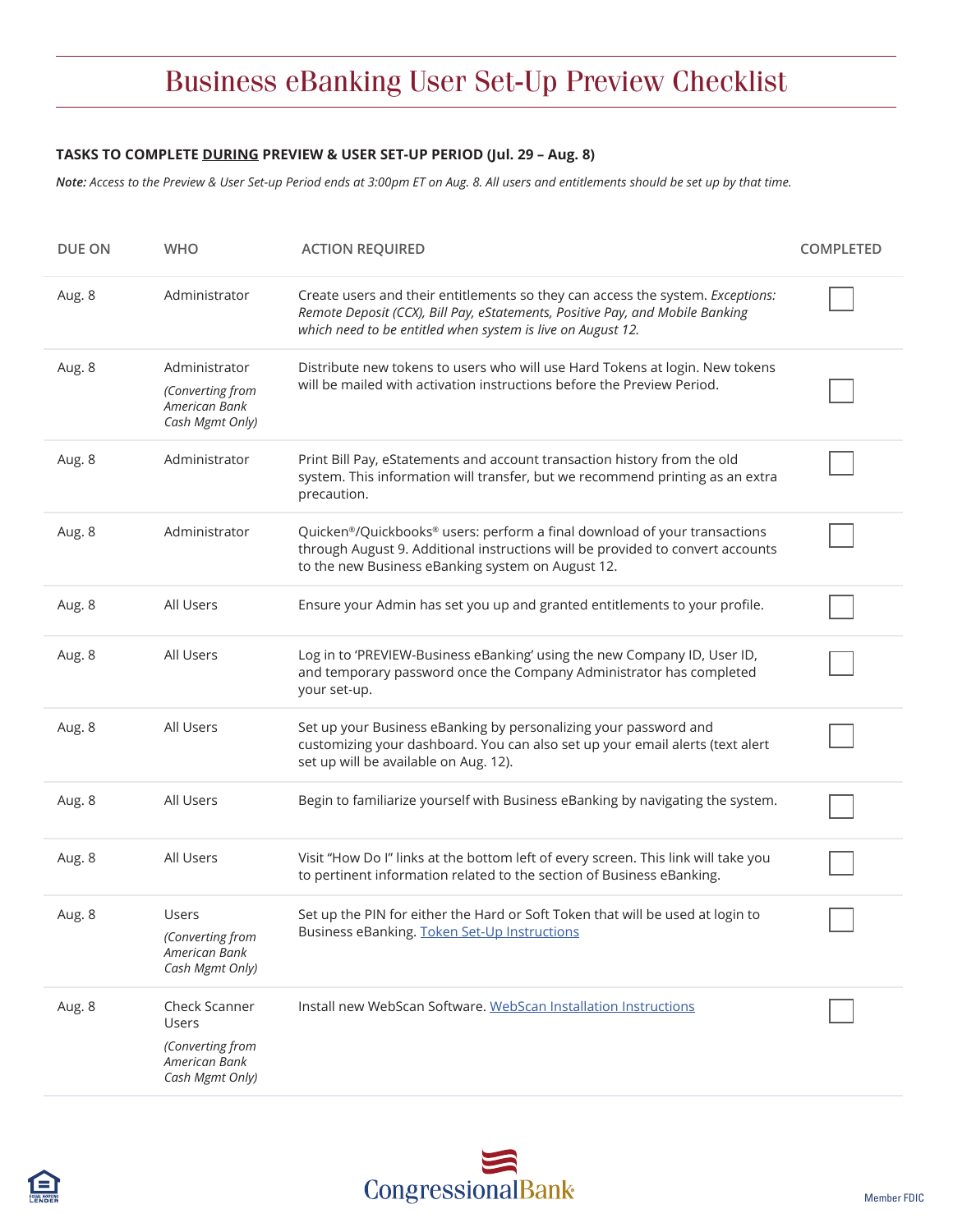# Business eBanking User Set-Up Preview Checklist

**TASKS TO COMPLETE DURING PREVIEW & USER SET-UP PERIOD (Jul. 29 – Aug. 8)**

***Note:*** *Access to the Preview & User Set-up Period ends at 3:00pm ET on Aug. 8. All users and entitlements should be set up by that time.*

| DUE ON | WHO | ACTION REQUIRED | COMPLETED |
|---|---|---|---|
| Aug. 8 | Administrator | Create users and their entitlements so they can access the system. *Exceptions: Remote Deposit (CCX), Bill Pay, eStatements, Positive Pay, and Mobile Banking which need to be entitled when system is live on August 12.* | ☐ |
| Aug. 8 | Administrator *(Converting from American Bank Cash Mgmt Only)* | Distribute new tokens to users who will use Hard Tokens at login. New tokens will be mailed with activation instructions before the Preview Period. | ☐ |
| Aug. 8 | Administrator | Print Bill Pay, eStatements and account transaction history from the old system. This information will transfer, but we recommend printing as an extra precaution. | ☐ |
| Aug. 8 | Administrator | Quicken®/Quickbooks® users: perform a final download of your transactions through August 9. Additional instructions will be provided to convert accounts to the new Business eBanking system on August 12. | ☐ |
| Aug. 8 | All Users | Ensure your Admin has set you up and granted entitlements to your profile. | ☐ |
| Aug. 8 | All Users | Log in to 'PREVIEW-Business eBanking' using the new Company ID, User ID, and temporary password once the Company Administrator has completed your set-up. | ☐ |
| Aug. 8 | All Users | Set up your Business eBanking by personalizing your password and customizing your dashboard. You can also set up your email alerts (text alert set up will be available on Aug. 12). | ☐ |
| Aug. 8 | All Users | Begin to familiarize yourself with Business eBanking by navigating the system. | ☐ |
| Aug. 8 | All Users | Visit "How Do I" links at the bottom left of every screen. This link will take you to pertinent information related to the section of Business eBanking. | ☐ |
| Aug. 8 | Users *(Converting from American Bank Cash Mgmt Only)* | Set up the PIN for either the Hard or Soft Token that will be used at login to Business eBanking. Token Set-Up Instructions | ☐ |
| Aug. 8 | Check Scanner Users *(Converting from American Bank Cash Mgmt Only)* | Install new WebScan Software. WebScan Installation Instructions | ☐ |

CongressionalBank

Member FDIC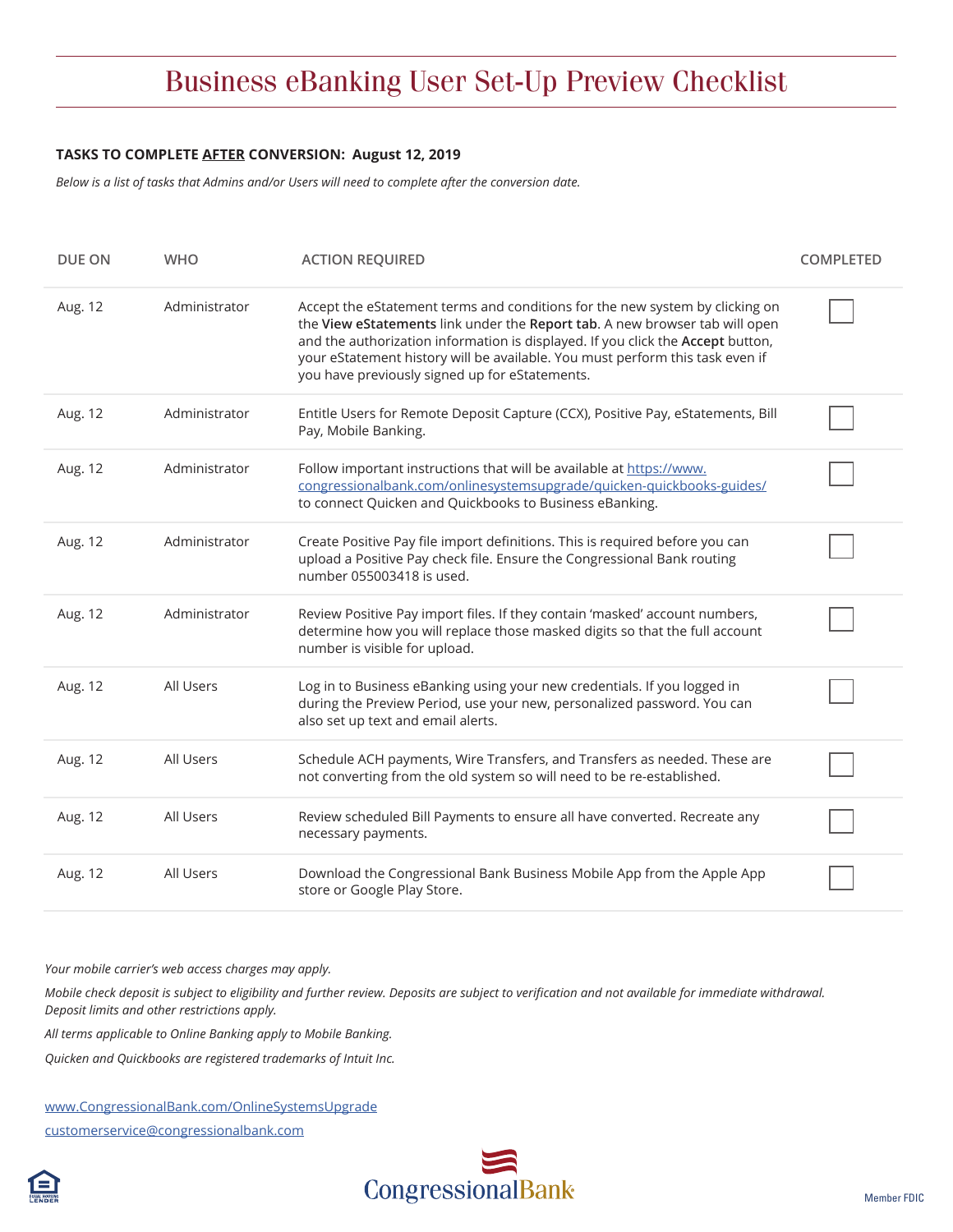# Business eBanking User Set-Up Preview Checklist

**TASKS TO COMPLETE AFTER CONVERSION: August 12, 2019**

*Below is a list of tasks that Admins and/or Users will need to complete after the conversion date.*

| DUE ON | WHO | ACTION REQUIRED | COMPLETED |
|---|---|---|---|
| Aug. 12 | Administrator | Accept the eStatement terms and conditions for the new system by clicking on the **View eStatements** link under the **Report tab**. A new browser tab will open and the authorization information is displayed. If you click the **Accept** button, your eStatement history will be available. You must perform this task even if you have previously signed up for eStatements. | ☐ |
| Aug. 12 | Administrator | Entitle Users for Remote Deposit Capture (CCX), Positive Pay, eStatements, Bill Pay, Mobile Banking. | ☐ |
| Aug. 12 | Administrator | Follow important instructions that will be available at https://www.congressionalbank.com/onlinesystemsupgrade/quicken-quickbooks-guides/ to connect Quicken and Quickbooks to Business eBanking. | ☐ |
| Aug. 12 | Administrator | Create Positive Pay file import definitions. This is required before you can upload a Positive Pay check file. Ensure the Congressional Bank routing number 055003418 is used. | ☐ |
| Aug. 12 | Administrator | Review Positive Pay import files. If they contain 'masked' account numbers, determine how you will replace those masked digits so that the full account number is visible for upload. | ☐ |
| Aug. 12 | All Users | Log in to Business eBanking using your new credentials. If you logged in during the Preview Period, use your new, personalized password. You can also set up text and email alerts. | ☐ |
| Aug. 12 | All Users | Schedule ACH payments, Wire Transfers, and Transfers as needed. These are not converting from the old system so will need to be re-established. | ☐ |
| Aug. 12 | All Users | Review scheduled Bill Payments to ensure all have converted. Recreate any necessary payments. | ☐ |
| Aug. 12 | All Users | Download the Congressional Bank Business Mobile App from the Apple App store or Google Play Store. | ☐ |

*Your mobile carrier's web access charges may apply.*

*Mobile check deposit is subject to eligibility and further review. Deposits are subject to verification and not available for immediate withdrawal. Deposit limits and other restrictions apply.*

*All terms applicable to Online Banking apply to Mobile Banking.*

*Quicken and Quickbooks are registered trademarks of Intuit Inc.*

www.CongressionalBank.com/OnlineSystemsUpgrade

customerservice@congressionalbank.com

CongressionalBank

Member FDIC